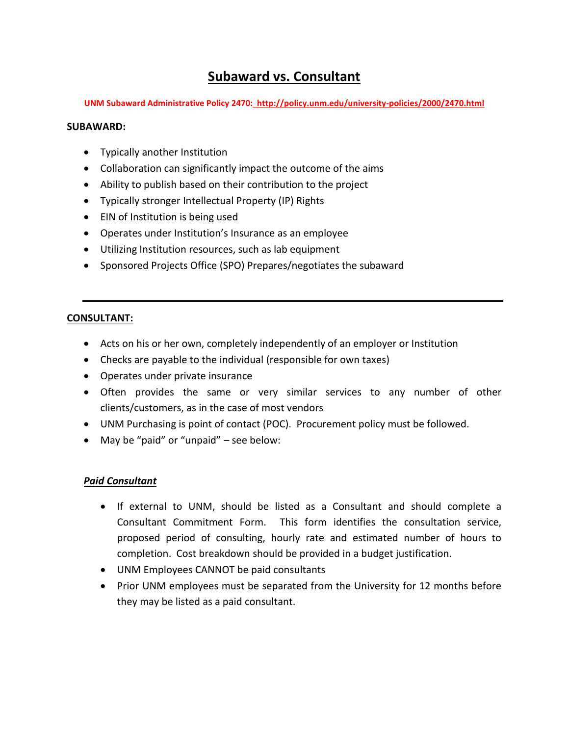# Subaward vs. Consultant

**UNM Subaward Administrative Policy 2470: http://policy.unm.edu/university-policies/2000/2470.html**

**SUBAWARD:**

- Typically another Institution
- Collaboration can significantly impact the outcome of the aims
- Ability to publish based on their contribution to the project
- Typically stronger Intellectual Property (IP) Rights
- EIN of Institution is being used
- Operates under Institution's Insurance as an employee
- Utilizing Institution resources, such as lab equipment
- Sponsored Projects Office (SPO) Prepares/negotiates the subaward

---

**CONSULTANT:**

- Acts on his or her own, completely independently of an employer or Institution
- Checks are payable to the individual (responsible for own taxes)
- Operates under private insurance
- Often provides the same or very similar services to any number of other clients/customers, as in the case of most vendors
- UNM Purchasing is point of contact (POC). Procurement policy must be followed.
- May be "paid" or "unpaid" – see below:

***Paid Consultant***

- If external to UNM, should be listed as a Consultant and should complete a Consultant Commitment Form. This form identifies the consultation service, proposed period of consulting, hourly rate and estimated number of hours to completion. Cost breakdown should be provided in a budget justification.
- UNM Employees CANNOT be paid consultants
- Prior UNM employees must be separated from the University for 12 months before they may be listed as a paid consultant.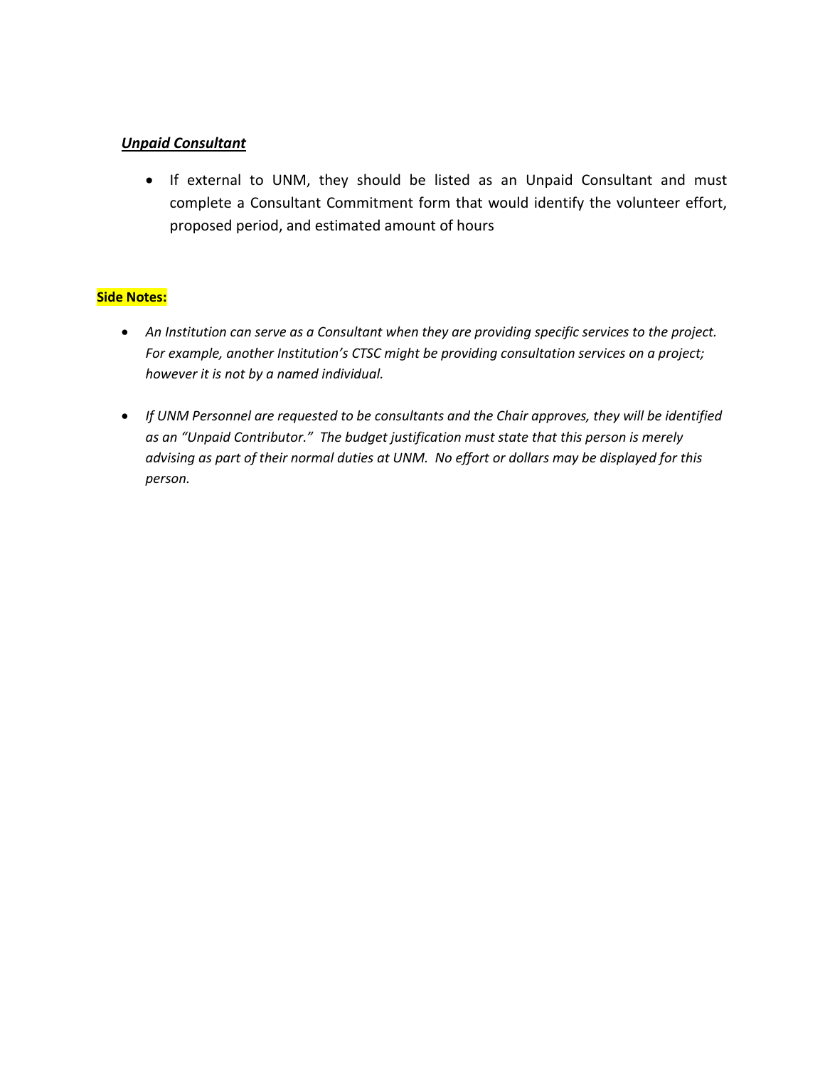***Unpaid Consultant***

- If external to UNM, they should be listed as an Unpaid Consultant and must complete a Consultant Commitment form that would identify the volunteer effort, proposed period, and estimated amount of hours

**Side Notes:**

- *An Institution can serve as a Consultant when they are providing specific services to the project. For example, another Institution's CTSC might be providing consultation services on a project; however it is not by a named individual.*

- *If UNM Personnel are requested to be consultants and the Chair approves, they will be identified as an "Unpaid Contributor." The budget justification must state that this person is merely advising as part of their normal duties at UNM. No effort or dollars may be displayed for this person.*